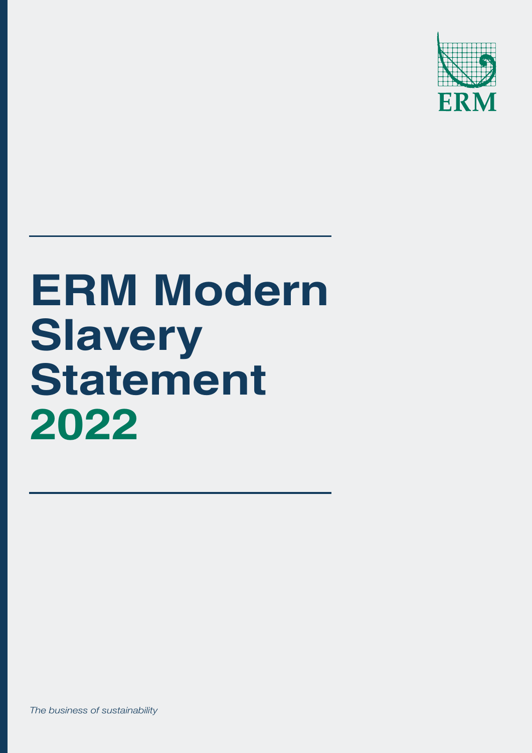ERM

# ERM Modern Slavery Statement 2022

*The business of sustainability*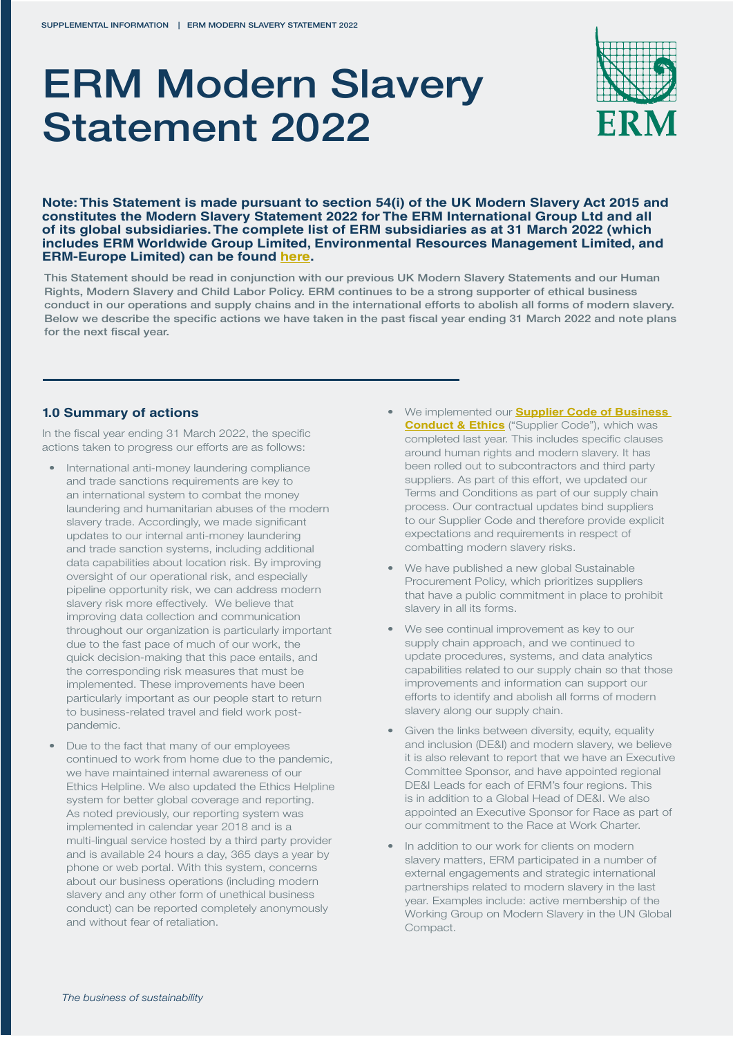# ERM Modern Slavery Statement 2022

**Note: This Statement is made pursuant to section 54(i) of the UK Modern Slavery Act 2015 and constitutes the Modern Slavery Statement 2022 for The ERM International Group Ltd and all of its global subsidiaries. The complete list of ERM subsidiaries as at 31 March 2022 (which includes ERM Worldwide Group Limited, Environmental Resources Management Limited, and ERM-Europe Limited) can be found here.**

**This Statement should be read in conjunction with our previous UK Modern Slavery Statements and our Human Rights, Modern Slavery and Child Labor Policy. ERM continues to be a strong supporter of ethical business conduct in our operations and supply chains and in the international efforts to abolish all forms of modern slavery. Below we describe the specific actions we have taken in the past fiscal year ending 31 March 2022 and note plans for the next fiscal year.**

### 1.0 Summary of actions

In the fiscal year ending 31 March 2022, the specific actions taken to progress our efforts are as follows:

- International anti-money laundering compliance and trade sanctions requirements are key to an international system to combat the money laundering and humanitarian abuses of the modern slavery trade. Accordingly, we made significant updates to our internal anti-money laundering and trade sanction systems, including additional data capabilities about location risk. By improving oversight of our operational risk, and especially pipeline opportunity risk, we can address modern slavery risk more effectively. We believe that improving data collection and communication throughout our organization is particularly important due to the fast pace of much of our work, the quick decision-making that this pace entails, and the corresponding risk measures that must be implemented. These improvements have been particularly important as our people start to return to business-related travel and field work post-pandemic.
- Due to the fact that many of our employees continued to work from home due to the pandemic, we have maintained internal awareness of our Ethics Helpline. We also updated the Ethics Helpline system for better global coverage and reporting. As noted previously, our reporting system was implemented in calendar year 2018 and is a multi-lingual service hosted by a third party provider and is available 24 hours a day, 365 days a year by phone or web portal. With this system, concerns about our business operations (including modern slavery and any other form of unethical business conduct) can be reported completely anonymously and without fear of retaliation.
- We implemented our **Supplier Code of Business Conduct & Ethics** ("Supplier Code"), which was completed last year. This includes specific clauses around human rights and modern slavery. It has been rolled out to subcontractors and third party suppliers. As part of this effort, we updated our Terms and Conditions as part of our supply chain process. Our contractual updates bind suppliers to our Supplier Code and therefore provide explicit expectations and requirements in respect of combatting modern slavery risks.
- We have published a new global Sustainable Procurement Policy, which prioritizes suppliers that have a public commitment in place to prohibit slavery in all its forms.
- We see continual improvement as key to our supply chain approach, and we continued to update procedures, systems, and data analytics capabilities related to our supply chain so that those improvements and information can support our efforts to identify and abolish all forms of modern slavery along our supply chain.
- Given the links between diversity, equity, equality and inclusion (DE&I) and modern slavery, we believe it is also relevant to report that we have an Executive Committee Sponsor, and have appointed regional DE&I Leads for each of ERM's four regions. This is in addition to a Global Head of DE&I. We also appointed an Executive Sponsor for Race as part of our commitment to the Race at Work Charter.
- In addition to our work for clients on modern slavery matters, ERM participated in a number of external engagements and strategic international partnerships related to modern slavery in the last year. Examples include: active membership of the Working Group on Modern Slavery in the UN Global Compact.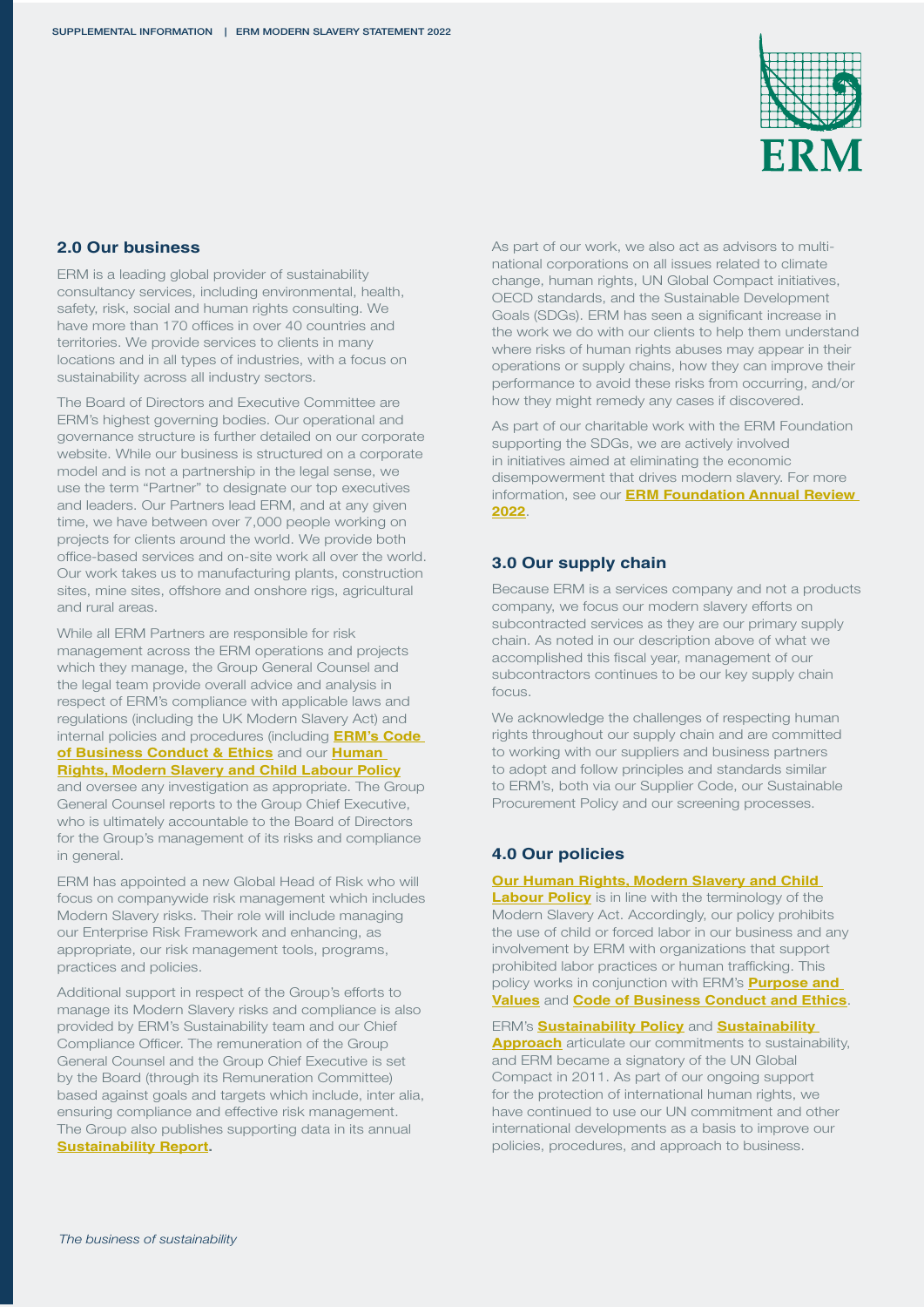## 2.0 Our business

ERM is a leading global provider of sustainability consultancy services, including environmental, health, safety, risk, social and human rights consulting. We have more than 170 offices in over 40 countries and territories. We provide services to clients in many locations and in all types of industries, with a focus on sustainability across all industry sectors.

The Board of Directors and Executive Committee are ERM's highest governing bodies. Our operational and governance structure is further detailed on our corporate website. While our business is structured on a corporate model and is not a partnership in the legal sense, we use the term "Partner" to designate our top executives and leaders. Our Partners lead ERM, and at any given time, we have between over 7,000 people working on projects for clients around the world. We provide both office-based services and on-site work all over the world. Our work takes us to manufacturing plants, construction sites, mine sites, offshore and onshore rigs, agricultural and rural areas.

While all ERM Partners are responsible for risk management across the ERM operations and projects which they manage, the Group General Counsel and the legal team provide overall advice and analysis in respect of ERM's compliance with applicable laws and regulations (including the UK Modern Slavery Act) and internal policies and procedures (including **ERM's Code of Business Conduct & Ethics** and our **Human Rights, Modern Slavery and Child Labour Policy** and oversee any investigation as appropriate. The Group General Counsel reports to the Group Chief Executive, who is ultimately accountable to the Board of Directors for the Group's management of its risks and compliance in general.

ERM has appointed a new Global Head of Risk who will focus on companywide risk management which includes Modern Slavery risks. Their role will include managing our Enterprise Risk Framework and enhancing, as appropriate, our risk management tools, programs, practices and policies.

Additional support in respect of the Group's efforts to manage its Modern Slavery risks and compliance is also provided by ERM's Sustainability team and our Chief Compliance Officer. The remuneration of the Group General Counsel and the Group Chief Executive is set by the Board (through its Remuneration Committee) based against goals and targets which include, inter alia, ensuring compliance and effective risk management. The Group also publishes supporting data in its annual **Sustainability Report**.

As part of our work, we also act as advisors to multi-national corporations on all issues related to climate change, human rights, UN Global Compact initiatives, OECD standards, and the Sustainable Development Goals (SDGs). ERM has seen a significant increase in the work we do with our clients to help them understand where risks of human rights abuses may appear in their operations or supply chains, how they can improve their performance to avoid these risks from occurring, and/or how they might remedy any cases if discovered.

As part of our charitable work with the ERM Foundation supporting the SDGs, we are actively involved in initiatives aimed at eliminating the economic disempowerment that drives modern slavery. For more information, see our **ERM Foundation Annual Review 2022**.

## 3.0 Our supply chain

Because ERM is a services company and not a products company, we focus our modern slavery efforts on subcontracted services as they are our primary supply chain. As noted in our description above of what we accomplished this fiscal year, management of our subcontractors continues to be our key supply chain focus.

We acknowledge the challenges of respecting human rights throughout our supply chain and are committed to working with our suppliers and business partners to adopt and follow principles and standards similar to ERM's, both via our Supplier Code, our Sustainable Procurement Policy and our screening processes.

## 4.0 Our policies

**Our Human Rights, Modern Slavery and Child Labour Policy** is in line with the terminology of the Modern Slavery Act. Accordingly, our policy prohibits the use of child or forced labor in our business and any involvement by ERM with organizations that support prohibited labor practices or human trafficking. This policy works in conjunction with ERM's **Purpose and Values** and **Code of Business Conduct and Ethics**.

ERM's **Sustainability Policy** and **Sustainability Approach** articulate our commitments to sustainability, and ERM became a signatory of the UN Global Compact in 2011. As part of our ongoing support for the protection of international human rights, we have continued to use our UN commitment and other international developments as a basis to improve our policies, procedures, and approach to business.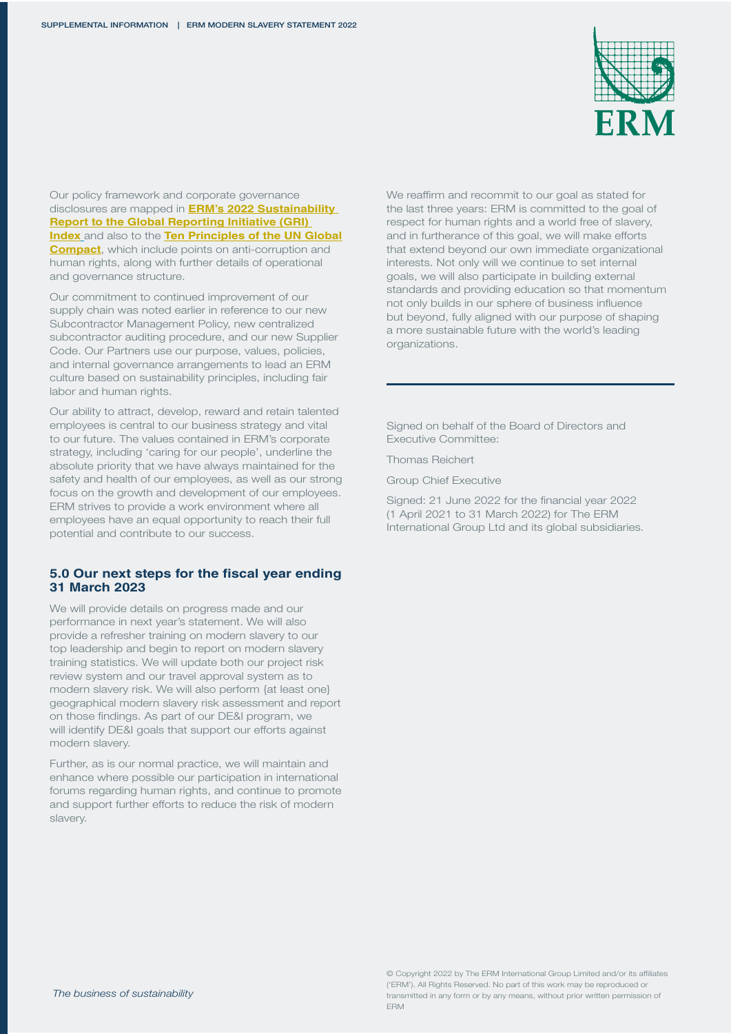Our policy framework and corporate governance disclosures are mapped in **ERM's 2022 Sustainability Report to the Global Reporting Initiative (GRI) Index** and also to the **Ten Principles of the UN Global Compact**, which include points on anti-corruption and human rights, along with further details of operational and governance structure.

Our commitment to continued improvement of our supply chain was noted earlier in reference to our new Subcontractor Management Policy, new centralized subcontractor auditing procedure, and our new Supplier Code. Our Partners use our purpose, values, policies, and internal governance arrangements to lead an ERM culture based on sustainability principles, including fair labor and human rights.

Our ability to attract, develop, reward and retain talented employees is central to our business strategy and vital to our future. The values contained in ERM's corporate strategy, including 'caring for our people', underline the absolute priority that we have always maintained for the safety and health of our employees, as well as our strong focus on the growth and development of our employees. ERM strives to provide a work environment where all employees have an equal opportunity to reach their full potential and contribute to our success.

## 5.0 Our next steps for the fiscal year ending 31 March 2023

We will provide details on progress made and our performance in next year's statement. We will also provide a refresher training on modern slavery to our top leadership and begin to report on modern slavery training statistics. We will update both our project risk review system and our travel approval system as to modern slavery risk. We will also perform {at least one} geographical modern slavery risk assessment and report on those findings. As part of our DE&I program, we will identify DE&I goals that support our efforts against modern slavery.

Further, as is our normal practice, we will maintain and enhance where possible our participation in international forums regarding human rights, and continue to promote and support further efforts to reduce the risk of modern slavery.

We reaffirm and recommit to our goal as stated for the last three years: ERM is committed to the goal of respect for human rights and a world free of slavery, and in furtherance of this goal, we will make efforts that extend beyond our own immediate organizational interests. Not only will we continue to set internal goals, we will also participate in building external standards and providing education so that momentum not only builds in our sphere of business influence but beyond, fully aligned with our purpose of shaping a more sustainable future with the world's leading organizations.

---

Signed on behalf of the Board of Directors and Executive Committee:

Thomas Reichert

Group Chief Executive

Signed: 21 June 2022 for the financial year 2022 (1 April 2021 to 31 March 2022) for The ERM International Group Ltd and its global subsidiaries.

*The business of sustainability*

© Copyright 2022 by The ERM International Group Limited and/or its affiliates ('ERM'). All Rights Reserved. No part of this work may be reproduced or transmitted in any form or by any means, without prior written permission of ERM